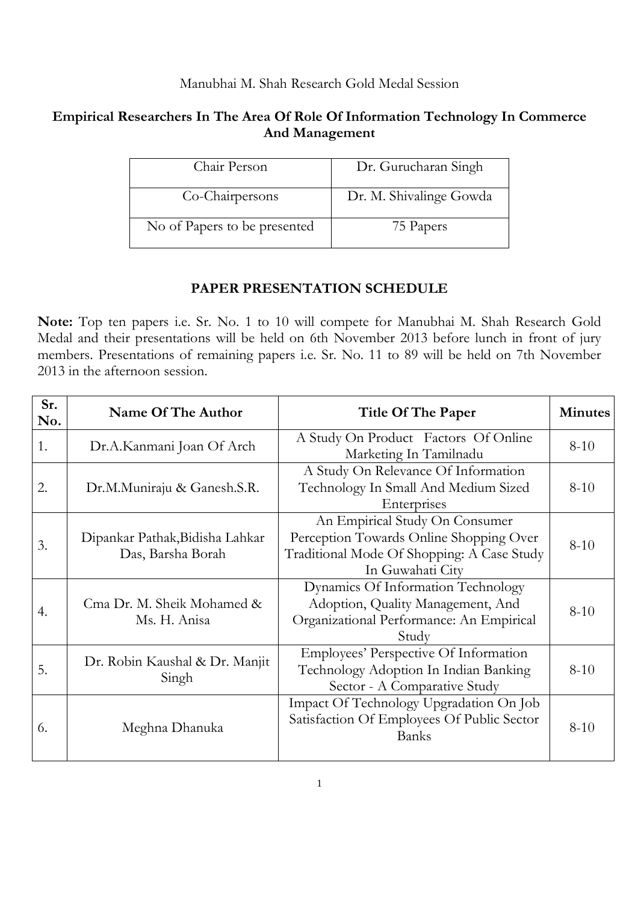Manubhai M. Shah Research Gold Medal Session

## Empirical Researchers In The Area Of Role Of Information Technology In Commerce And Management

| Chair Person | Dr. Gurucharan Singh |
|---|---|
| Co-Chairpersons | Dr. M. Shivalinge Gowda |
| No of Papers to be presented | 75 Papers |

### PAPER PRESENTATION SCHEDULE

**Note:** Top ten papers i.e. Sr. No. 1 to 10 will compete for Manubhai M. Shah Research Gold Medal and their presentations will be held on 6th November 2013 before lunch in front of jury members. Presentations of remaining papers i.e. Sr. No. 11 to 89 will be held on 7th November 2013 in the afternoon session.

| Sr. No. | Name Of The Author | Title Of The Paper | Minutes |
|---|---|---|---|
| 1. | Dr.A.Kanmani Joan Of Arch | A Study On Product Factors Of Online Marketing In Tamilnadu | 8-10 |
| 2. | Dr.M.Muniraju & Ganesh.S.R. | A Study On Relevance Of Information Technology In Small And Medium Sized Enterprises | 8-10 |
| 3. | Dipankar Pathak,Bidisha Lahkar Das, Barsha Borah | An Empirical Study On Consumer Perception Towards Online Shopping Over Traditional Mode Of Shopping: A Case Study In Guwahati City | 8-10 |
| 4. | Cma Dr. M. Sheik Mohamed & Ms. H. Anisa | Dynamics Of Information Technology Adoption, Quality Management, And Organizational Performance: An Empirical Study | 8-10 |
| 5. | Dr. Robin Kaushal & Dr. Manjit Singh | Employees' Perspective Of Information Technology Adoption In Indian Banking Sector - A Comparative Study | 8-10 |
| 6. | Meghna Dhanuka | Impact Of Technology Upgradation On Job Satisfaction Of Employees Of Public Sector Banks | 8-10 |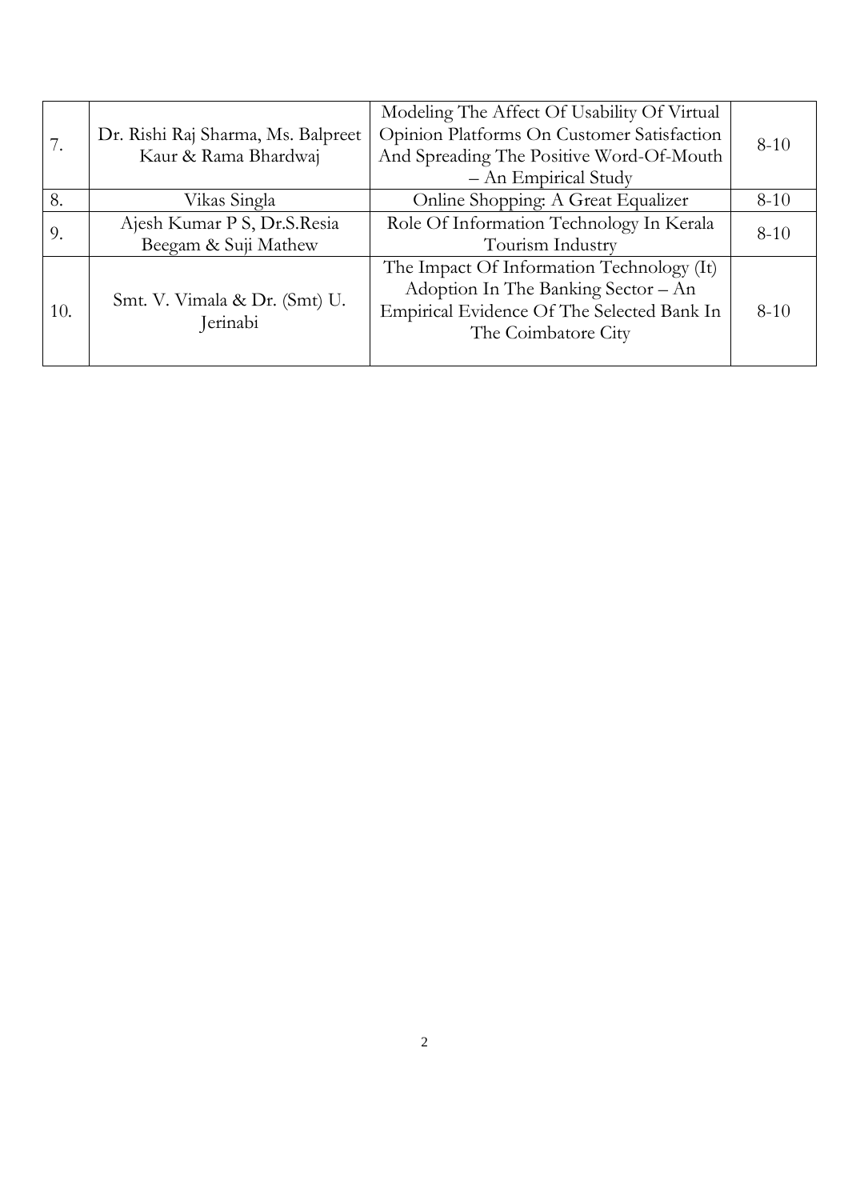| 7. | Dr. Rishi Raj Sharma, Ms. Balpreet Kaur & Rama Bhardwaj | Modeling The Affect Of Usability Of Virtual Opinion Platforms On Customer Satisfaction And Spreading The Positive Word-Of-Mouth – An Empirical Study | 8-10 |
|---|---|---|---|
| 8. | Vikas Singla | Online Shopping: A Great Equalizer | 8-10 |
| 9. | Ajesh Kumar P S, Dr.S.Resia Beegam & Suji Mathew | Role Of Information Technology In Kerala Tourism Industry | 8-10 |
| 10. | Smt. V. Vimala & Dr. (Smt) U. Jerinabi | The Impact Of Information Technology (It) Adoption In The Banking Sector – An Empirical Evidence Of The Selected Bank In The Coimbatore City | 8-10 |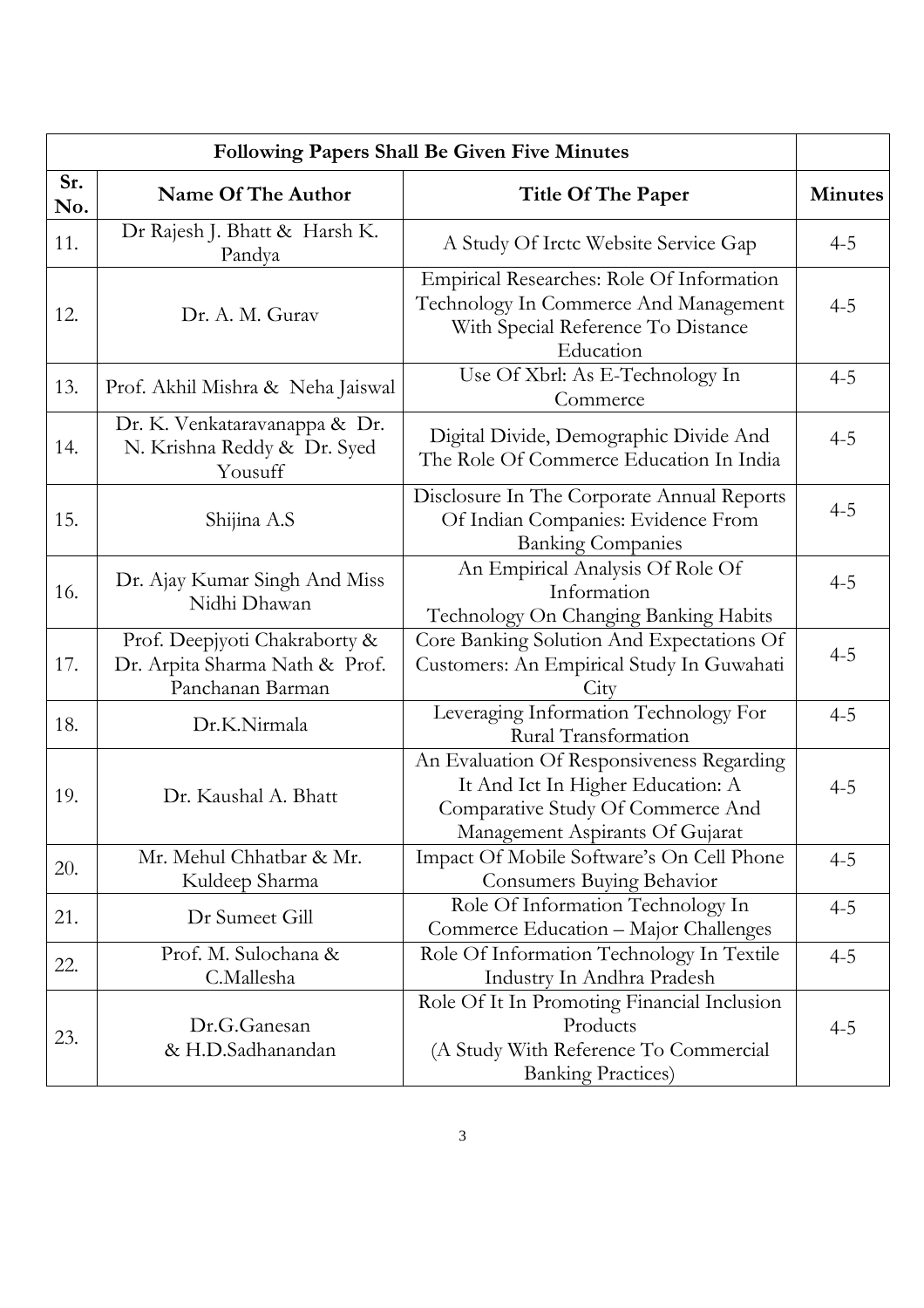| Following Papers Shall Be Given Five Minutes | | | |
|---|---|---|---|
| **Sr. No.** | **Name Of The Author** | **Title Of The Paper** | **Minutes** |
| 11. | Dr Rajesh J. Bhatt & Harsh K. Pandya | A Study Of Irctc Website Service Gap | 4-5 |
| 12. | Dr. A. M. Gurav | Empirical Researches: Role Of Information Technology In Commerce And Management With Special Reference To Distance Education | 4-5 |
| 13. | Prof. Akhil Mishra & Neha Jaiswal | Use Of Xbrl: As E-Technology In Commerce | 4-5 |
| 14. | Dr. K. Venkataravanappa & Dr. N. Krishna Reddy & Dr. Syed Yousuff | Digital Divide, Demographic Divide And The Role Of Commerce Education In India | 4-5 |
| 15. | Shijina A.S | Disclosure In The Corporate Annual Reports Of Indian Companies: Evidence From Banking Companies | 4-5 |
| 16. | Dr. Ajay Kumar Singh And Miss Nidhi Dhawan | An Empirical Analysis Of Role Of Information Technology On Changing Banking Habits | 4-5 |
| 17. | Prof. Deepjyoti Chakraborty & Dr. Arpita Sharma Nath & Prof. Panchanan Barman | Core Banking Solution And Expectations Of Customers: An Empirical Study In Guwahati City | 4-5 |
| 18. | Dr.K.Nirmala | Leveraging Information Technology For Rural Transformation | 4-5 |
| 19. | Dr. Kaushal A. Bhatt | An Evaluation Of Responsiveness Regarding It And Ict In Higher Education: A Comparative Study Of Commerce And Management Aspirants Of Gujarat | 4-5 |
| 20. | Mr. Mehul Chhatbar & Mr. Kuldeep Sharma | Impact Of Mobile Software's On Cell Phone Consumers Buying Behavior | 4-5 |
| 21. | Dr Sumeet Gill | Role Of Information Technology In Commerce Education – Major Challenges | 4-5 |
| 22. | Prof. M. Sulochana & C.Mallesha | Role Of Information Technology In Textile Industry In Andhra Pradesh | 4-5 |
| 23. | Dr.G.Ganesan & H.D.Sadhanandan | Role Of It In Promoting Financial Inclusion Products (A Study With Reference To Commercial Banking Practices) | 4-5 |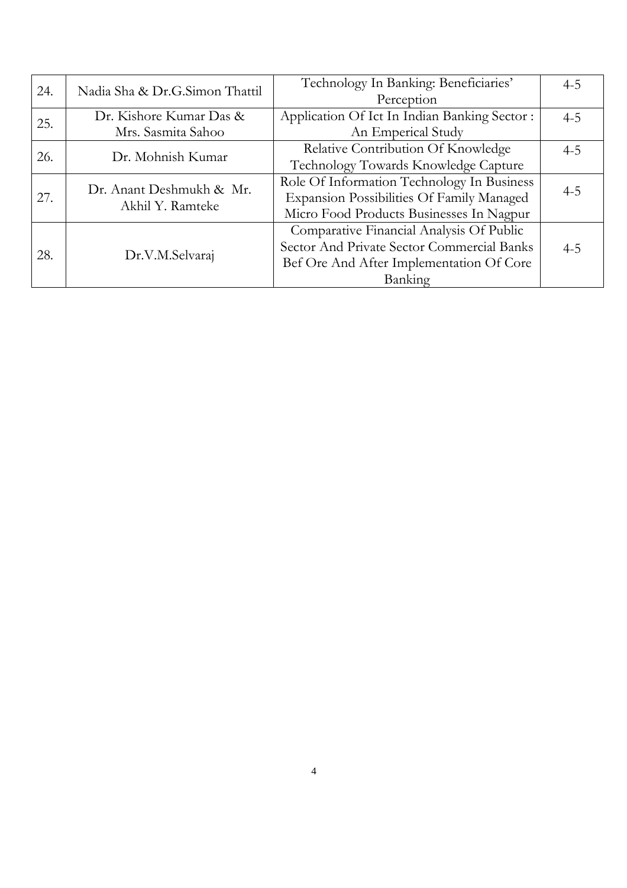| 24. | Nadia Sha & Dr.G.Simon Thattil | Technology In Banking: Beneficiaries' Perception | 4-5 |
|---|---|---|---|
| 25. | Dr. Kishore Kumar Das & Mrs. Sasmita Sahoo | Application Of Ict In Indian Banking Sector : An Emperical Study | 4-5 |
| 26. | Dr. Mohnish Kumar | Relative Contribution Of Knowledge Technology Towards Knowledge Capture | 4-5 |
| 27. | Dr. Anant Deshmukh & Mr. Akhil Y. Ramteke | Role Of Information Technology In Business Expansion Possibilities Of Family Managed Micro Food Products Businesses In Nagpur | 4-5 |
| 28. | Dr.V.M.Selvaraj | Comparative Financial Analysis Of Public Sector And Private Sector Commercial Banks Bef Ore And After Implementation Of Core Banking | 4-5 |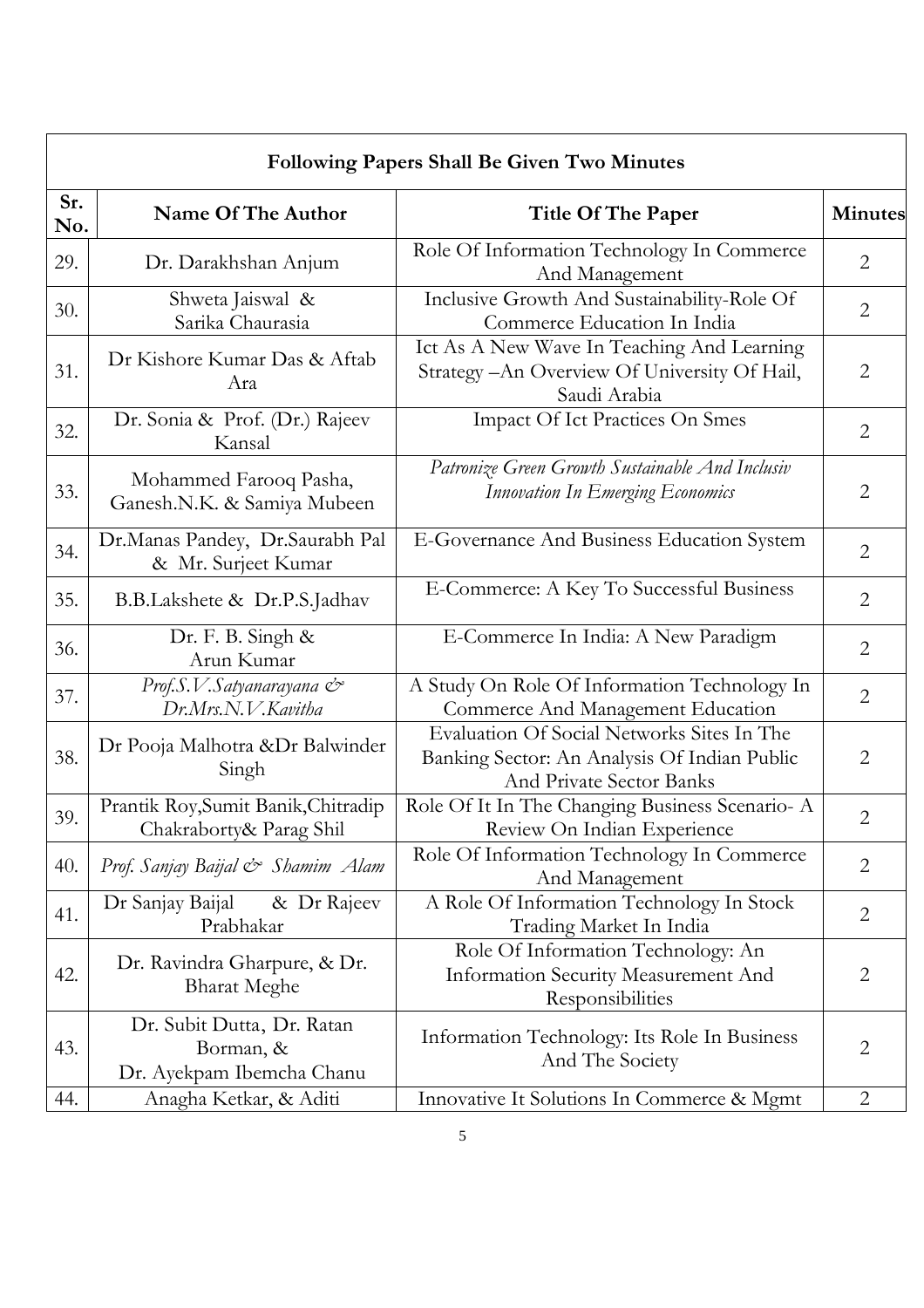| **Following Papers Shall Be Given Two Minutes** | | | |
|---|---|---|---|
| **Sr. No.** | **Name Of The Author** | **Title Of The Paper** | **Minutes** |
| 29. | Dr. Darakhshan Anjum | Role Of Information Technology In Commerce And Management | 2 |
| 30. | Shweta Jaiswal & Sarika Chaurasia | Inclusive Growth And Sustainability-Role Of Commerce Education In India | 2 |
| 31. | Dr Kishore Kumar Das & Aftab Ara | Ict As A New Wave In Teaching And Learning Strategy –An Overview Of University Of Hail, Saudi Arabia | 2 |
| 32. | Dr. Sonia & Prof. (Dr.) Rajeev Kansal | Impact Of Ict Practices On Smes | 2 |
| 33. | Mohammed Farooq Pasha, Ganesh.N.K. & Samiya Mubeen | *Patronize Green Growth Sustainable And Inclusiv Innovation In Emerging Economics* | 2 |
| 34. | Dr.Manas Pandey, Dr.Saurabh Pal & Mr. Surjeet Kumar | E-Governance And Business Education System | 2 |
| 35. | B.B.Lakshete & Dr.P.S.Jadhav | E-Commerce: A Key To Successful Business | 2 |
| 36. | Dr. F. B. Singh & Arun Kumar | E-Commerce In India: A New Paradigm | 2 |
| 37. | *Prof.S.V.Satyanarayana & Dr.Mrs.N.V.Kavitha* | A Study On Role Of Information Technology In Commerce And Management Education | 2 |
| 38. | Dr Pooja Malhotra &Dr Balwinder Singh | Evaluation Of Social Networks Sites In The Banking Sector: An Analysis Of Indian Public And Private Sector Banks | 2 |
| 39. | Prantik Roy,Sumit Banik,Chitradip Chakraborty& Parag Shil | Role Of It In The Changing Business Scenario- A Review On Indian Experience | 2 |
| 40. | *Prof. Sanjay Baijal & Shamim Alam* | Role Of Information Technology In Commerce And Management | 2 |
| 41. | Dr Sanjay Baijal & Dr Rajeev Prabhakar | A Role Of Information Technology In Stock Trading Market In India | 2 |
| 42. | Dr. Ravindra Gharpure, & Dr. Bharat Meghe | Role Of Information Technology: An Information Security Measurement And Responsibilities | 2 |
| 43. | Dr. Subit Dutta, Dr. Ratan Borman, & Dr. Ayekpam Ibemcha Chanu | Information Technology: Its Role In Business And The Society | 2 |
| 44. | Anagha Ketkar, & Aditi | Innovative It Solutions In Commerce & Mgmt | 2 |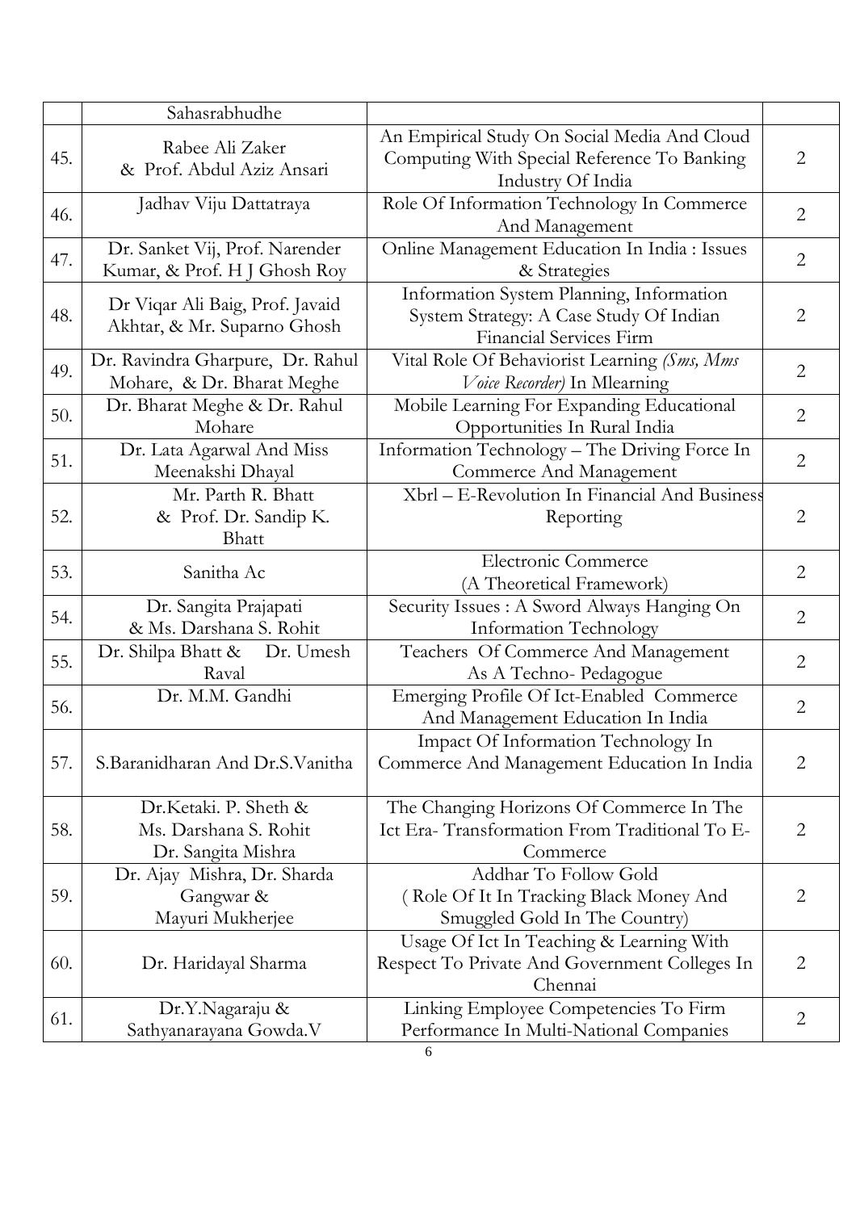| | | | |
|---|---|---|---|
| | Sahasrabhudhe | | |
| 45. | Rabee Ali Zaker & Prof. Abdul Aziz Ansari | An Empirical Study On Social Media And Cloud Computing With Special Reference To Banking Industry Of India | 2 |
| 46. | Jadhav Viju Dattatraya | Role Of Information Technology In Commerce And Management | 2 |
| 47. | Dr. Sanket Vij, Prof. Narender Kumar, & Prof. H J Ghosh Roy | Online Management Education In India : Issues & Strategies | 2 |
| 48. | Dr Viqar Ali Baig, Prof. Javaid Akhtar, & Mr. Suparno Ghosh | Information System Planning, Information System Strategy: A Case Study Of Indian Financial Services Firm | 2 |
| 49. | Dr. Ravindra Gharpure, Dr. Rahul Mohare, & Dr. Bharat Meghe | Vital Role Of Behaviorist Learning *(Sms, Mms Voice Recorder)* In Mlearning | 2 |
| 50. | Dr. Bharat Meghe & Dr. Rahul Mohare | Mobile Learning For Expanding Educational Opportunities In Rural India | 2 |
| 51. | Dr. Lata Agarwal And Miss Meenakshi Dhayal | Information Technology – The Driving Force In Commerce And Management | 2 |
| 52. | Mr. Parth R. Bhatt & Prof. Dr. Sandip K. Bhatt | Xbrl – E-Revolution In Financial And Business Reporting | 2 |
| 53. | Sanitha Ac | Electronic Commerce (A Theoretical Framework) | 2 |
| 54. | Dr. Sangita Prajapati & Ms. Darshana S. Rohit | Security Issues : A Sword Always Hanging On Information Technology | 2 |
| 55. | Dr. Shilpa Bhatt & Dr. Umesh Raval | Teachers Of Commerce And Management As A Techno- Pedagogue | 2 |
| 56. | Dr. M.M. Gandhi | Emerging Profile Of Ict-Enabled Commerce And Management Education In India | 2 |
| 57. | S.Baranidharan And Dr.S.Vanitha | Impact Of Information Technology In Commerce And Management Education In India | 2 |
| 58. | Dr.Ketaki. P. Sheth & Ms. Darshana S. Rohit Dr. Sangita Mishra | The Changing Horizons Of Commerce In The Ict Era- Transformation From Traditional To E-Commerce | 2 |
| 59. | Dr. Ajay Mishra, Dr. Sharda Gangwar & Mayuri Mukherjee | Addhar To Follow Gold ( Role Of It In Tracking Black Money And Smuggled Gold In The Country) | 2 |
| 60. | Dr. Haridayal Sharma | Usage Of Ict In Teaching & Learning With Respect To Private And Government Colleges In Chennai | 2 |
| 61. | Dr.Y.Nagaraju & Sathyanarayana Gowda.V | Linking Employee Competencies To Firm Performance In Multi-National Companies | 2 |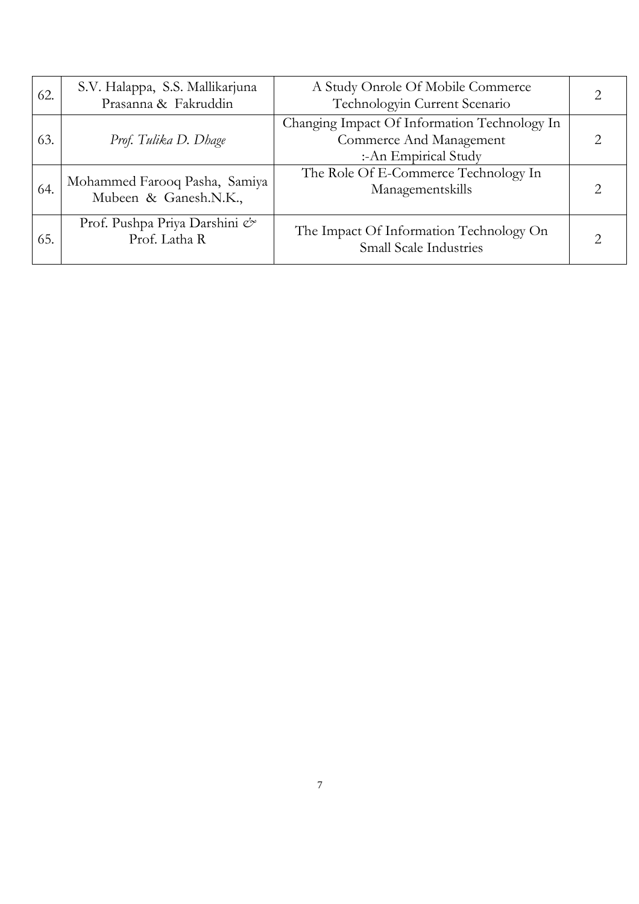| | | | |
|---|---|---|---|
| 62. | S.V. Halappa, S.S. Mallikarjuna Prasanna & Fakruddin | A Study Onrole Of Mobile Commerce Technologyin Current Scenario | 2 |
| 63. | *Prof. Tulika D. Dhage* | Changing Impact Of Information Technology In Commerce And Management :-An Empirical Study | 2 |
| 64. | Mohammed Farooq Pasha, Samiya Mubeen & Ganesh.N.K., | The Role Of E-Commerce Technology In Managementskills | 2 |
| 65. | Prof. Pushpa Priya Darshini *&* Prof. Latha R | The Impact Of Information Technology On Small Scale Industries | 2 |